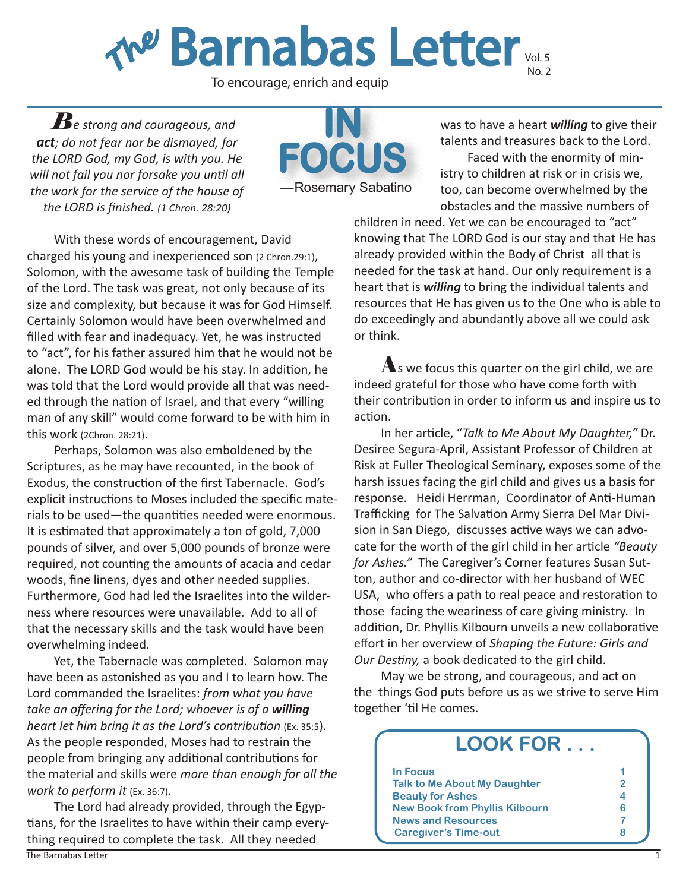# The Barnabas Letter

Vol. 5
No. 2

To encourage, enrich and equip

*Be strong and courageous, and* ***act****; do not fear nor be dismayed, for the LORD God, my God, is with you. He will not fail you nor forsake you until all the work for the service of the house of the LORD is finished. (1 Chron. 28:20)*

## IN FOCUS

—Rosemary Sabatino

With these words of encouragement, David charged his young and inexperienced son (2 Chron.29:1), Solomon, with the awesome task of building the Temple of the Lord. The task was great, not only because of its size and complexity, but because it was for God Himself. Certainly Solomon would have been overwhelmed and filled with fear and inadequacy. Yet, he was instructed to "act", for his father assured him that he would not be alone. The LORD God would be his stay. In addition, he was told that the Lord would provide all that was needed through the nation of Israel, and that every "willing man of any skill" would come forward to be with him in this work (2Chron. 28:21).

Perhaps, Solomon was also emboldened by the Scriptures, as he may have recounted, in the book of Exodus, the construction of the first Tabernacle. God's explicit instructions to Moses included the specific materials to be used—the quantities needed were enormous. It is estimated that approximately a ton of gold, 7,000 pounds of silver, and over 5,000 pounds of bronze were required, not counting the amounts of acacia and cedar woods, fine linens, dyes and other needed supplies. Furthermore, God had led the Israelites into the wilderness where resources were unavailable. Add to all of that the necessary skills and the task would have been overwhelming indeed.

Yet, the Tabernacle was completed. Solomon may have been as astonished as you and I to learn how. The Lord commanded the Israelites: *from what you have take an offering for the Lord; whoever is of a* ***willing*** *heart let him bring it as the Lord's contribution* (Ex. 35:5). As the people responded, Moses had to restrain the people from bringing any additional contributions for the material and skills were *more than enough for all the work to perform it* (Ex. 36:7).

The Lord had already provided, through the Egyptians, for the Israelites to have within their camp everything required to complete the task. All they needed was to have a heart ***willing*** to give their talents and treasures back to the Lord.

Faced with the enormity of ministry to children at risk or in crisis we, too, can become overwhelmed by the obstacles and the massive numbers of children in need. Yet we can be encouraged to "act" knowing that The LORD God is our stay and that He has already provided within the Body of Christ all that is needed for the task at hand. Our only requirement is a heart that is ***willing*** to bring the individual talents and resources that He has given us to the One who is able to do exceedingly and abundantly above all we could ask or think.

As we focus this quarter on the girl child, we are indeed grateful for those who have come forth with their contribution in order to inform us and inspire us to action.

In her article, "*Talk to Me About My Daughter,*" Dr. Desiree Segura-April, Assistant Professor of Children at Risk at Fuller Theological Seminary, exposes some of the harsh issues facing the girl child and gives us a basis for response. Heidi Herrman, Coordinator of Anti-Human Trafficking for The Salvation Army Sierra Del Mar Division in San Diego, discusses active ways we can advocate for the worth of the girl child in her article *"Beauty for Ashes."* The Caregiver's Corner features Susan Sutton, author and co-director with her husband of WEC USA, who offers a path to real peace and restoration to those facing the weariness of care giving ministry. In addition, Dr. Phyllis Kilbourn unveils a new collaborative effort in her overview of *Shaping the Future: Girls and Our Destiny,* a book dedicated to the girl child.

May we be strong, and courageous, and act on the things God puts before us as we strive to serve Him together 'til He comes.

## LOOK FOR . . .

| | |
|---|---|
| In Focus | 1 |
| Talk to Me About My Daughter | 2 |
| Beauty for Ashes | 4 |
| New Book from Phyllis Kilbourn | 6 |
| News and Resources | 7 |
| Caregiver's Time-out | 8 |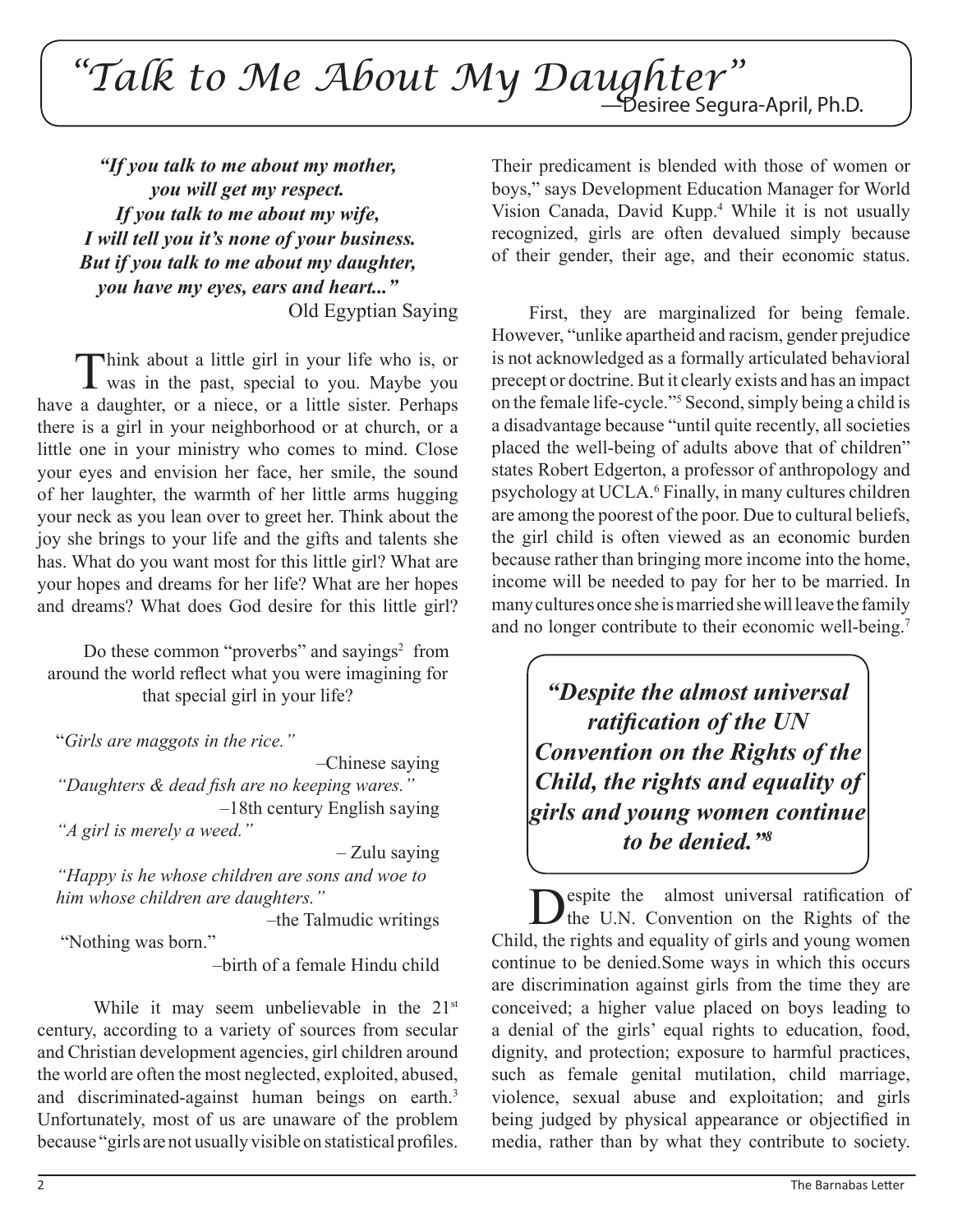# *"Talk to Me About My Daughter"*

—Desiree Segura-April, Ph.D.

***"If you talk to me about my mother,***
***you will get my respect.***
***If you talk to me about my wife,***
***I will tell you it's none of your business.***
***But if you talk to me about my daughter,***
***you have my eyes, ears and heart..."***
Old Egyptian Saying

Think about a little girl in your life who is, or was in the past, special to you. Maybe you have a daughter, or a niece, or a little sister. Perhaps there is a girl in your neighborhood or at church, or a little one in your ministry who comes to mind. Close your eyes and envision her face, her smile, the sound of her laughter, the warmth of her little arms hugging your neck as you lean over to greet her. Think about the joy she brings to your life and the gifts and talents she has. What do you want most for this little girl? What are your hopes and dreams for her life? What are her hopes and dreams? What does God desire for this little girl?

Do these common "proverbs" and sayings[2] from around the world reflect what you were imagining for that special girl in your life?

"*Girls are maggots in the rice.*"
–Chinese saying

*"Daughters & dead fish are no keeping wares."*
–18th century English saying

*"A girl is merely a weed."*
– Zulu saying

*"Happy is he whose children are sons and woe to him whose children are daughters."*
–the Talmudic writings

"Nothing was born."
–birth of a female Hindu child

While it may seem unbelievable in the 21st century, according to a variety of sources from secular and Christian development agencies, girl children around the world are often the most neglected, exploited, abused, and discriminated-against human beings on earth.[3] Unfortunately, most of us are unaware of the problem because "girls are not usually visible on statistical profiles. Their predicament is blended with those of women or boys," says Development Education Manager for World Vision Canada, David Kupp.[4] While it is not usually recognized, girls are often devalued simply because of their gender, their age, and their economic status.

First, they are marginalized for being female. However, "unlike apartheid and racism, gender prejudice is not acknowledged as a formally articulated behavioral precept or doctrine. But it clearly exists and has an impact on the female life-cycle."[5] Second, simply being a child is a disadvantage because "until quite recently, all societies placed the well-being of adults above that of children" states Robert Edgerton, a professor of anthropology and psychology at UCLA.[6] Finally, in many cultures children are among the poorest of the poor. Due to cultural beliefs, the girl child is often viewed as an economic burden because rather than bringing more income into the home, income will be needed to pay for her to be married. In many cultures once she is married she will leave the family and no longer contribute to their economic well-being.[7]

> ***"Despite the almost universal ratification of the UN Convention on the Rights of the Child, the rights and equality of girls and young women continue to be denied."***[8]

Despite the almost universal ratification of the U.N. Convention on the Rights of the Child, the rights and equality of girls and young women continue to be denied.Some ways in which this occurs are discrimination against girls from the time they are conceived; a higher value placed on boys leading to a denial of the girls' equal rights to education, food, dignity, and protection; exposure to harmful practices, such as female genital mutilation, child marriage, violence, sexual abuse and exploitation; and girls being judged by physical appearance or objectified in media, rather than by what they contribute to society.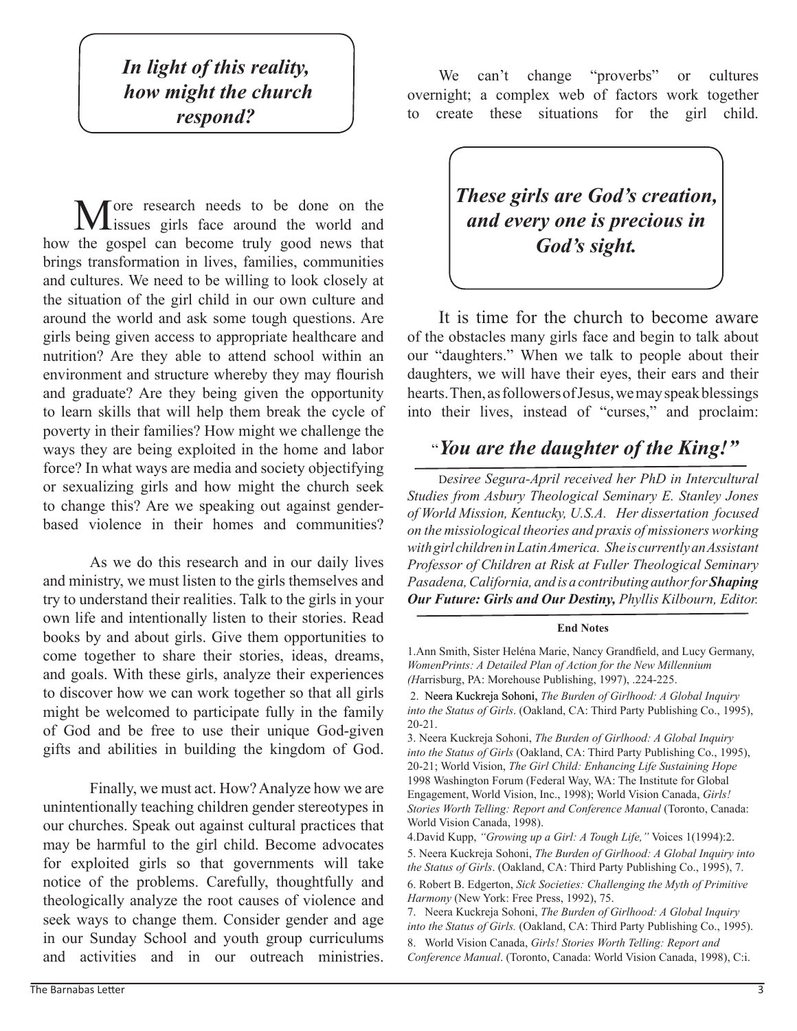***In light of this reality, how might the church respond?***

More research needs to be done on the issues girls face around the world and how the gospel can become truly good news that brings transformation in lives, families, communities and cultures. We need to be willing to look closely at the situation of the girl child in our own culture and around the world and ask some tough questions. Are girls being given access to appropriate healthcare and nutrition? Are they able to attend school within an environment and structure whereby they may flourish and graduate? Are they being given the opportunity to learn skills that will help them break the cycle of poverty in their families? How might we challenge the ways they are being exploited in the home and labor force? In what ways are media and society objectifying or sexualizing girls and how might the church seek to change this? Are we speaking out against gender-based violence in their homes and communities?

As we do this research and in our daily lives and ministry, we must listen to the girls themselves and try to understand their realities. Talk to the girls in your own life and intentionally listen to their stories. Read books by and about girls. Give them opportunities to come together to share their stories, ideas, dreams, and goals. With these girls, analyze their experiences to discover how we can work together so that all girls might be welcomed to participate fully in the family of God and be free to use their unique God-given gifts and abilities in building the kingdom of God.

Finally, we must act. How? Analyze how we are unintentionally teaching children gender stereotypes in our churches. Speak out against cultural practices that may be harmful to the girl child. Become advocates for exploited girls so that governments will take notice of the problems. Carefully, thoughtfully and theologically analyze the root causes of violence and seek ways to change them. Consider gender and age in our Sunday School and youth group curriculums and activities and in our outreach ministries. We can't change "proverbs" or cultures overnight; a complex web of factors work together to create these situations for the girl child.

***These girls are God's creation, and every one is precious in God's sight.***

It is time for the church to become aware of the obstacles many girls face and begin to talk about our "daughters." When we talk to people about their daughters, we will have their eyes, their ears and their hearts. Then, as followers of Jesus, we may speak blessings into their lives, instead of "curses," and proclaim:

"***You are the daughter of the King!"***

*Desiree Segura-April received her PhD in Intercultural Studies from Asbury Theological Seminary E. Stanley Jones of World Mission, Kentucky, U.S.A. Her dissertation focused on the missiological theories and praxis of missioners working with girl children in Latin America. She is currently an Assistant Professor of Children at Risk at Fuller Theological Seminary Pasadena, California, and is a contributing author for* ***Shaping Our Future: Girls and Our Destiny,*** *Phyllis Kilbourn, Editor.*

**End Notes**

1. Ann Smith, Sister Heléna Marie, Nancy Grandfield, and Lucy Germany, *WomenPrints: A Detailed Plan of Action for the New Millennium (H*arrisburg, PA: Morehouse Publishing, 1997), .224-225.
2. Neera Kuckreja Sohoni, *The Burden of Girlhood: A Global Inquiry into the Status of Girls*. (Oakland, CA: Third Party Publishing Co., 1995), 20-21.
3. Neera Kuckreja Sohoni, *The Burden of Girlhood: A Global Inquiry into the Status of Girls* (Oakland, CA: Third Party Publishing Co., 1995), 20-21; World Vision, *The Girl Child: Enhancing Life Sustaining Hope* 1998 Washington Forum (Federal Way, WA: The Institute for Global Engagement, World Vision, Inc., 1998); World Vision Canada, *Girls! Stories Worth Telling: Report and Conference Manual* (Toronto, Canada: World Vision Canada, 1998).
4. David Kupp, *"Growing up a Girl: A Tough Life,"* Voices 1(1994):2.
5. Neera Kuckreja Sohoni, *The Burden of Girlhood: A Global Inquiry into the Status of Girls*. (Oakland, CA: Third Party Publishing Co., 1995), 7.
6. Robert B. Edgerton, *Sick Societies: Challenging the Myth of Primitive Harmony* (New York: Free Press, 1992), 75.
7. Neera Kuckreja Sohoni, *The Burden of Girlhood: A Global Inquiry into the Status of Girls.* (Oakland, CA: Third Party Publishing Co., 1995).
8. World Vision Canada, *Girls! Stories Worth Telling: Report and Conference Manual*. (Toronto, Canada: World Vision Canada, 1998), C:i.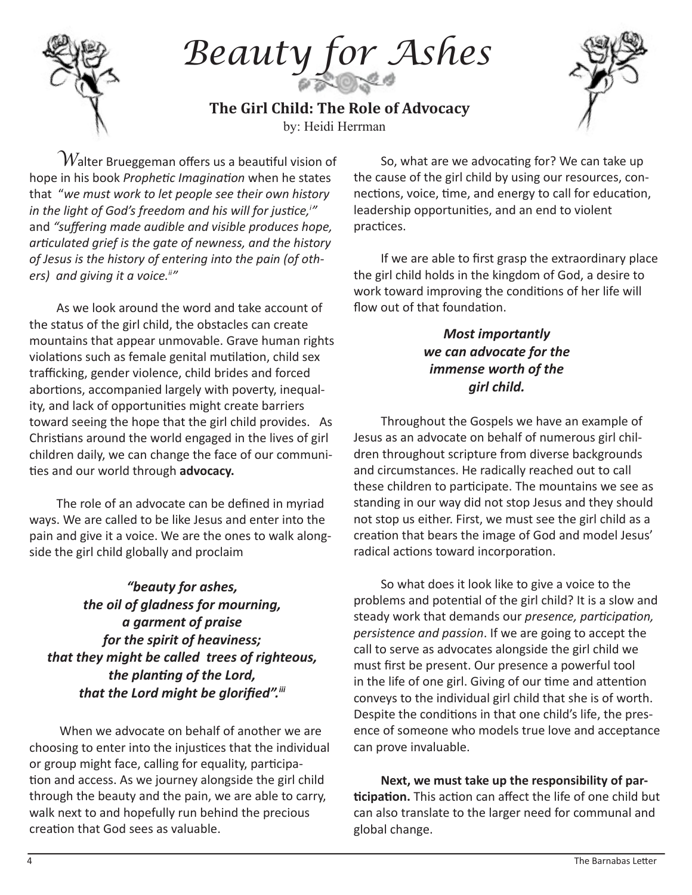# Beauty for Ashes

## The Girl Child: The Role of Advocacy

by: Heidi Herrman

Walter Brueggeman offers us a beautiful vision of hope in his book *Prophetic Imagination* when he states that "*we must work to let people see their own history in the light of God's freedom and his will for justice,*[i]" and *"suffering made audible and visible produces hope, articulated grief is the gate of newness, and the history of Jesus is the history of entering into the pain (of others) and giving it a voice.*[ii]*"*

As we look around the word and take account of the status of the girl child, the obstacles can create mountains that appear unmovable. Grave human rights violations such as female genital mutilation, child sex trafficking, gender violence, child brides and forced abortions, accompanied largely with poverty, inequality, and lack of opportunities might create barriers toward seeing the hope that the girl child provides. As Christians around the world engaged in the lives of girl children daily, we can change the face of our communities and our world through **advocacy.**

The role of an advocate can be defined in myriad ways. We are called to be like Jesus and enter into the pain and give it a voice. We are the ones to walk alongside the girl child globally and proclaim

***"beauty for ashes,***
***the oil of gladness for mourning,***
***a garment of praise***
***for the spirit of heaviness;***
***that they might be called trees of righteous,***
***the planting of the Lord,***
***that the Lord might be glorified".***[iii]

When we advocate on behalf of another we are choosing to enter into the injustices that the individual or group might face, calling for equality, participation and access. As we journey alongside the girl child through the beauty and the pain, we are able to carry, walk next to and hopefully run behind the precious creation that God sees as valuable.

So, what are we advocating for? We can take up the cause of the girl child by using our resources, connections, voice, time, and energy to call for education, leadership opportunities, and an end to violent practices.

If we are able to first grasp the extraordinary place the girl child holds in the kingdom of God, a desire to work toward improving the conditions of her life will flow out of that foundation.

***Most importantly we can advocate for the immense worth of the girl child.***

Throughout the Gospels we have an example of Jesus as an advocate on behalf of numerous girl children throughout scripture from diverse backgrounds and circumstances. He radically reached out to call these children to participate. The mountains we see as standing in our way did not stop Jesus and they should not stop us either. First, we must see the girl child as a creation that bears the image of God and model Jesus' radical actions toward incorporation.

So what does it look like to give a voice to the problems and potential of the girl child? It is a slow and steady work that demands our *presence, participation, persistence and passion*. If we are going to accept the call to serve as advocates alongside the girl child we must first be present. Our presence a powerful tool in the life of one girl. Giving of our time and attention conveys to the individual girl child that she is of worth. Despite the conditions in that one child's life, the presence of someone who models true love and acceptance can prove invaluable.

**Next, we must take up the responsibility of participation.** This action can affect the life of one child but can also translate to the larger need for communal and global change.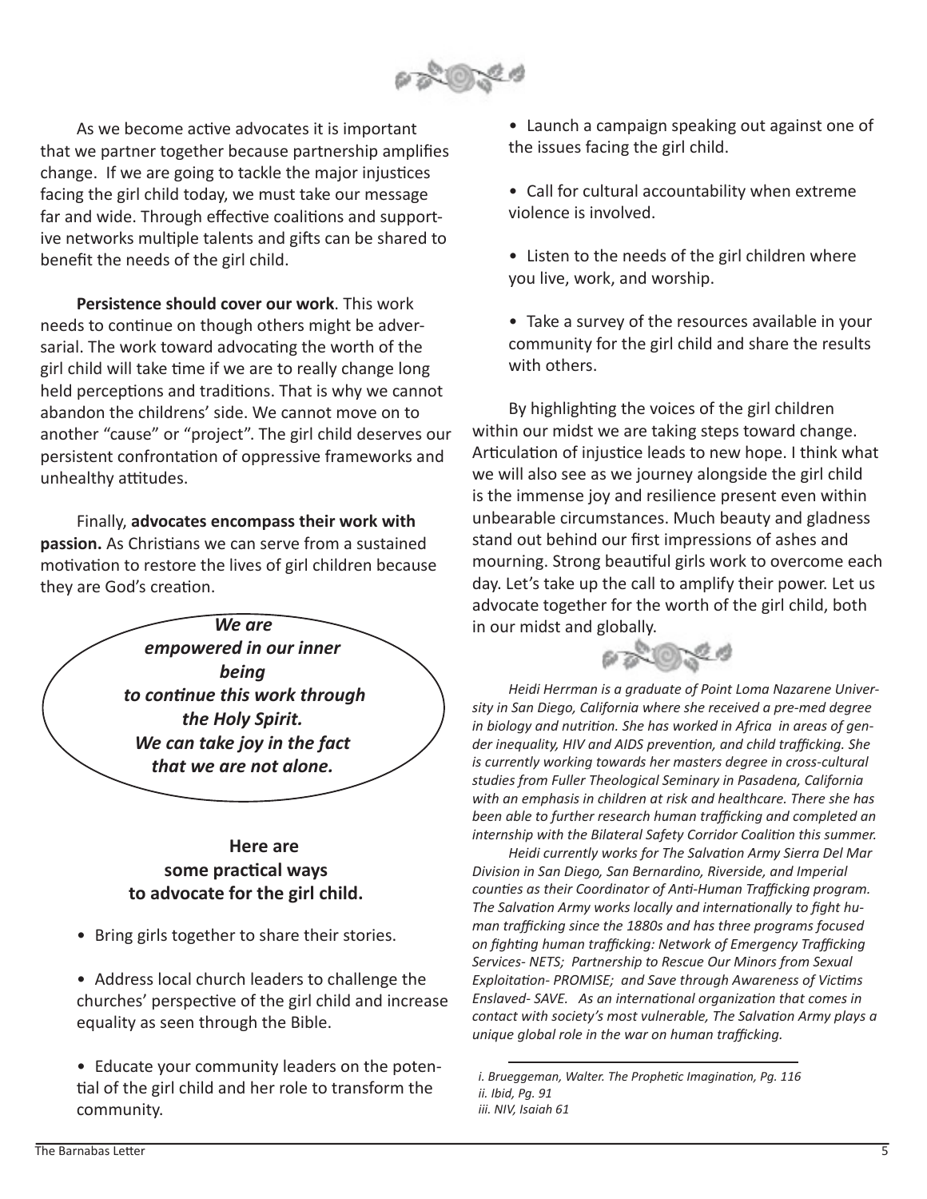As we become active advocates it is important that we partner together because partnership amplifies change. If we are going to tackle the major injustices facing the girl child today, we must take our message far and wide. Through effective coalitions and supportive networks multiple talents and gifts can be shared to benefit the needs of the girl child.

**Persistence should cover our work**. This work needs to continue on though others might be adversarial. The work toward advocating the worth of the girl child will take time if we are to really change long held perceptions and traditions. That is why we cannot abandon the childrens' side. We cannot move on to another "cause" or "project". The girl child deserves our persistent confrontation of oppressive frameworks and unhealthy attitudes.

Finally, **advocates encompass their work with passion.** As Christians we can serve from a sustained motivation to restore the lives of girl children because they are God's creation.

***We are empowered in our inner being to continue this work through the Holy Spirit. We can take joy in the fact that we are not alone.***

**Here are some practical ways to advocate for the girl child.**

- Bring girls together to share their stories.
- Address local church leaders to challenge the churches' perspective of the girl child and increase equality as seen through the Bible.
- Educate your community leaders on the potential of the girl child and her role to transform the community.
- Launch a campaign speaking out against one of the issues facing the girl child.
- Call for cultural accountability when extreme violence is involved.
- Listen to the needs of the girl children where you live, work, and worship.
- Take a survey of the resources available in your community for the girl child and share the results with others.

By highlighting the voices of the girl children within our midst we are taking steps toward change. Articulation of injustice leads to new hope. I think what we will also see as we journey alongside the girl child is the immense joy and resilience present even within unbearable circumstances. Much beauty and gladness stand out behind our first impressions of ashes and mourning. Strong beautiful girls work to overcome each day. Let's take up the call to amplify their power. Let us advocate together for the worth of the girl child, both in our midst and globally.

*Heidi Herrman is a graduate of Point Loma Nazarene University in San Diego, California where she received a pre-med degree in biology and nutrition. She has worked in Africa in areas of gender inequality, HIV and AIDS prevention, and child trafficking. She is currently working towards her masters degree in cross-cultural studies from Fuller Theological Seminary in Pasadena, California with an emphasis in children at risk and healthcare. There she has been able to further research human trafficking and completed an internship with the Bilateral Safety Corridor Coalition this summer.*

*Heidi currently works for The Salvation Army Sierra Del Mar Division in San Diego, San Bernardino, Riverside, and Imperial counties as their Coordinator of Anti-Human Trafficking program. The Salvation Army works locally and internationally to fight human trafficking since the 1880s and has three programs focused on fighting human trafficking: Network of Emergency Trafficking Services- NETS; Partnership to Rescue Our Minors from Sexual Exploitation- PROMISE; and Save through Awareness of Victims Enslaved- SAVE. As an international organization that comes in contact with society's most vulnerable, The Salvation Army plays a unique global role in the war on human trafficking.*

*i. Brueggeman, Walter. The Prophetic Imagination, Pg. 116*
*ii. Ibid, Pg. 91*
*iii. NIV, Isaiah 61*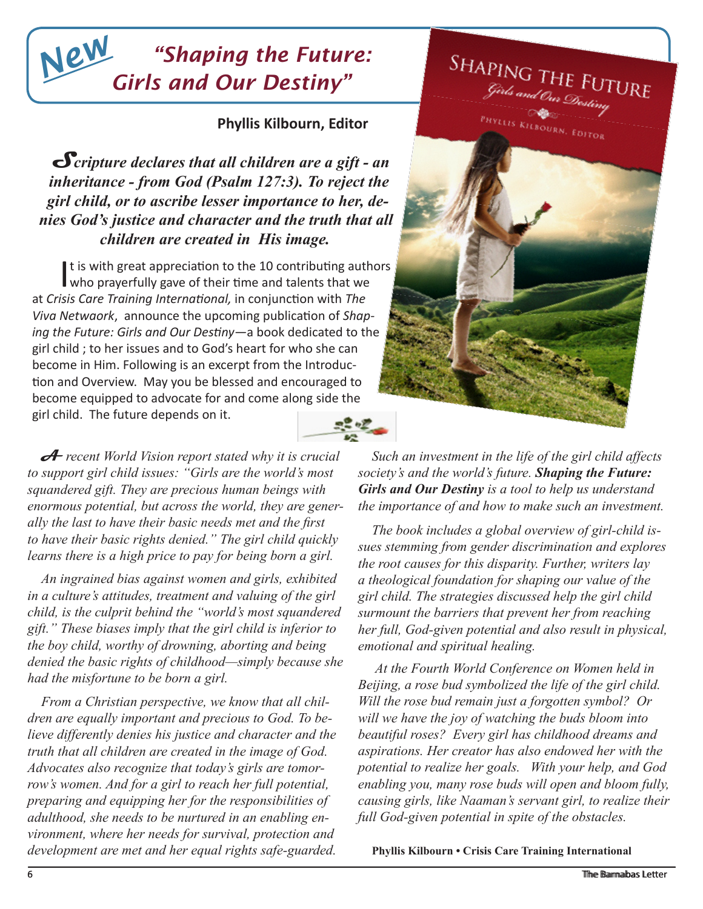# *New* "Shaping the Future: Girls and Our Destiny"

**Phyllis Kilbourn, Editor**

***Scripture declares that all children are a gift - an inheritance - from God (Psalm 127:3). To reject the girl child, or to ascribe lesser importance to her, denies God's justice and character and the truth that all children are created in His image.***

It is with great appreciation to the 10 contributing authors who prayerfully gave of their time and talents that we at *Crisis Care Training International,* in conjunction with *The Viva Netwaork*, announce the upcoming publication of *Shaping the Future: Girls and Our Destiny*—a book dedicated to the girl child ; to her issues and to God's heart for who she can become in Him. Following is an excerpt from the Introduction and Overview. May you be blessed and encouraged to become equipped to advocate for and come along side the girl child. The future depends on it.

*A recent World Vision report stated why it is crucial to support girl child issues: "Girls are the world's most squandered gift. They are precious human beings with enormous potential, but across the world, they are generally the last to have their basic needs met and the first to have their basic rights denied." The girl child quickly learns there is a high price to pay for being born a girl.*

*An ingrained bias against women and girls, exhibited in a culture's attitudes, treatment and valuing of the girl child, is the culprit behind the "world's most squandered gift." These biases imply that the girl child is inferior to the boy child, worthy of drowning, aborting and being denied the basic rights of childhood—simply because she had the misfortune to be born a girl.*

*From a Christian perspective, we know that all children are equally important and precious to God. To believe differently denies his justice and character and the truth that all children are created in the image of God. Advocates also recognize that today's girls are tomorrow's women. And for a girl to reach her full potential, preparing and equipping her for the responsibilities of adulthood, she needs to be nurtured in an enabling environment, where her needs for survival, protection and development are met and her equal rights safe-guarded.*

*Such an investment in the life of the girl child affects society's and the world's future.* ***Shaping the Future: Girls and Our Destiny*** *is a tool to help us understand the importance of and how to make such an investment.*

*The book includes a global overview of girl-child issues stemming from gender discrimination and explores the root causes for this disparity. Further, writers lay a theological foundation for shaping our value of the girl child. The strategies discussed help the girl child surmount the barriers that prevent her from reaching her full, God-given potential and also result in physical, emotional and spiritual healing.*

*At the Fourth World Conference on Women held in Beijing, a rose bud symbolized the life of the girl child. Will the rose bud remain just a forgotten symbol? Or will we have the joy of watching the buds bloom into beautiful roses? Every girl has childhood dreams and aspirations. Her creator has also endowed her with the potential to realize her goals. With your help, and God enabling you, many rose buds will open and bloom fully, causing girls, like Naaman's servant girl, to realize their full God-given potential in spite of the obstacles.*

**Phyllis Kilbourn • Crisis Care Training International**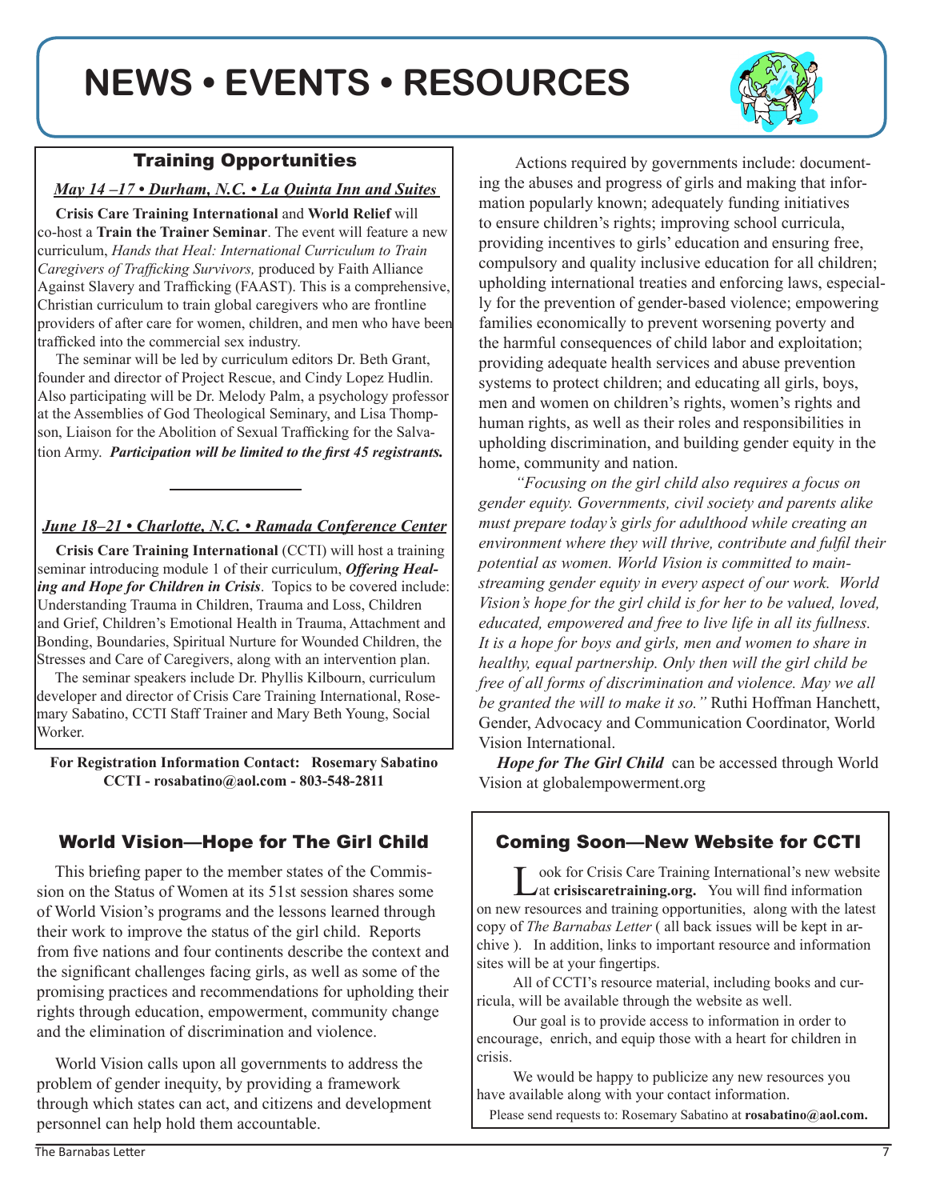# NEWS • EVENTS • RESOURCES

## Training Opportunities

***May 14 –17 • Durham, N.C. • La Quinta Inn and Suites***

**Crisis Care Training International** and **World Relief** will co-host a **Train the Trainer Seminar**. The event will feature a new curriculum, *Hands that Heal: International Curriculum to Train Caregivers of Trafficking Survivors,* produced by Faith Alliance Against Slavery and Trafficking (FAAST). This is a comprehensive, Christian curriculum to train global caregivers who are frontline providers of after care for women, children, and men who have been trafficked into the commercial sex industry.

The seminar will be led by curriculum editors Dr. Beth Grant, founder and director of Project Rescue, and Cindy Lopez Hudlin. Also participating will be Dr. Melody Palm, a psychology professor at the Assemblies of God Theological Seminary, and Lisa Thompson, Liaison for the Abolition of Sexual Trafficking for the Salvation Army. ***Participation will be limited to the first 45 registrants.***

***June 18–21 • Charlotte, N.C. • Ramada Conference Center***

**Crisis Care Training International** (CCTI) will host a training seminar introducing module 1 of their curriculum, ***Offering Healing and Hope for Children in Crisis***. Topics to be covered include: Understanding Trauma in Children, Trauma and Loss, Children and Grief, Children's Emotional Health in Trauma, Attachment and Bonding, Boundaries, Spiritual Nurture for Wounded Children, the Stresses and Care of Caregivers, along with an intervention plan.

The seminar speakers include Dr. Phyllis Kilbourn, curriculum developer and director of Crisis Care Training International, Rosemary Sabatino, CCTI Staff Trainer and Mary Beth Young, Social Worker.

**For Registration Information Contact: Rosemary Sabatino CCTI - rosabatino@aol.com - 803-548-2811**

## World Vision—Hope for The Girl Child

This briefing paper to the member states of the Commission on the Status of Women at its 51st session shares some of World Vision's programs and the lessons learned through their work to improve the status of the girl child. Reports from five nations and four continents describe the context and the significant challenges facing girls, as well as some of the promising practices and recommendations for upholding their rights through education, empowerment, community change and the elimination of discrimination and violence.

World Vision calls upon all governments to address the problem of gender inequity, by providing a framework through which states can act, and citizens and development personnel can help hold them accountable.

Actions required by governments include: documenting the abuses and progress of girls and making that information popularly known; adequately funding initiatives to ensure children's rights; improving school curricula, providing incentives to girls' education and ensuring free, compulsory and quality inclusive education for all children; upholding international treaties and enforcing laws, especially for the prevention of gender-based violence; empowering families economically to prevent worsening poverty and the harmful consequences of child labor and exploitation; providing adequate health services and abuse prevention systems to protect children; and educating all girls, boys, men and women on children's rights, women's rights and human rights, as well as their roles and responsibilities in upholding discrimination, and building gender equity in the home, community and nation.

*"Focusing on the girl child also requires a focus on gender equity. Governments, civil society and parents alike must prepare today's girls for adulthood while creating an environment where they will thrive, contribute and fulfil their potential as women. World Vision is committed to mainstreaming gender equity in every aspect of our work. World Vision's hope for the girl child is for her to be valued, loved, educated, empowered and free to live life in all its fullness. It is a hope for boys and girls, men and women to share in healthy, equal partnership. Only then will the girl child be free of all forms of discrimination and violence. May we all be granted the will to make it so."* Ruthi Hoffman Hanchett, Gender, Advocacy and Communication Coordinator, World Vision International.

***Hope for The Girl Child*** can be accessed through World Vision at globalempowerment.org

## Coming Soon—New Website for CCTI

Look for Crisis Care Training International's new website at **crisiscaretraining.org.** You will find information on new resources and training opportunities, along with the latest copy of *The Barnabas Letter* ( all back issues will be kept in archive ). In addition, links to important resource and information sites will be at your fingertips.

All of CCTI's resource material, including books and curricula, will be available through the website as well.

Our goal is to provide access to information in order to encourage, enrich, and equip those with a heart for children in crisis.

We would be happy to publicize any new resources you have available along with your contact information.

Please send requests to: Rosemary Sabatino at **rosabatino@aol.com.**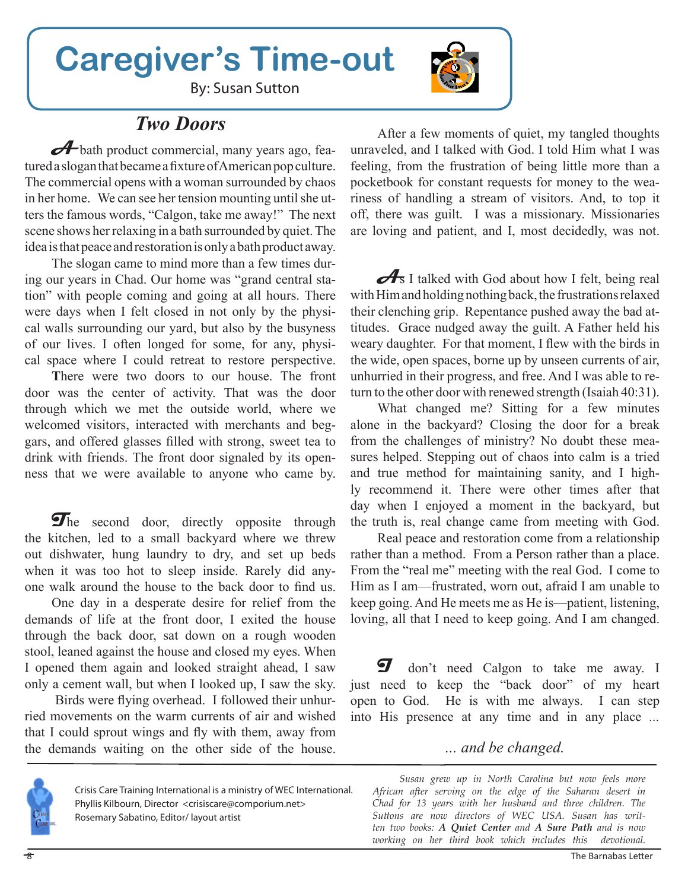# Caregiver's Time-out

By: Susan Sutton

## *Two Doors*

A bath product commercial, many years ago, featured a slogan that became a fixture of American pop culture. The commercial opens with a woman surrounded by chaos in her home. We can see her tension mounting until she utters the famous words, "Calgon, take me away!" The next scene shows her relaxing in a bath surrounded by quiet. The idea is that peace and restoration is only a bath product away.

The slogan came to mind more than a few times during our years in Chad. Our home was "grand central station" with people coming and going at all hours. There were days when I felt closed in not only by the physical walls surrounding our yard, but also by the busyness of our lives. I often longed for some, for any, physical space where I could retreat to restore perspective.

There were two doors to our house. The front door was the center of activity. That was the door through which we met the outside world, where we welcomed visitors, interacted with merchants and beggars, and offered glasses filled with strong, sweet tea to drink with friends. The front door signaled by its openness that we were available to anyone who came by.

The second door, directly opposite through the kitchen, led to a small backyard where we threw out dishwater, hung laundry to dry, and set up beds when it was too hot to sleep inside. Rarely did anyone walk around the house to the back door to find us.

One day in a desperate desire for relief from the demands of life at the front door, I exited the house through the back door, sat down on a rough wooden stool, leaned against the house and closed my eyes. When I opened them again and looked straight ahead, I saw only a cement wall, but when I looked up, I saw the sky.

Birds were flying overhead. I followed their unhurried movements on the warm currents of air and wished that I could sprout wings and fly with them, away from the demands waiting on the other side of the house.

After a few moments of quiet, my tangled thoughts unraveled, and I talked with God. I told Him what I was feeling, from the frustration of being little more than a pocketbook for constant requests for money to the weariness of handling a stream of visitors. And, to top it off, there was guilt. I was a missionary. Missionaries are loving and patient, and I, most decidedly, was not.

As I talked with God about how I felt, being real with Him and holding nothing back, the frustrations relaxed their clenching grip. Repentance pushed away the bad attitudes. Grace nudged away the guilt. A Father held his weary daughter. For that moment, I flew with the birds in the wide, open spaces, borne up by unseen currents of air, unhurried in their progress, and free. And I was able to return to the other door with renewed strength (Isaiah 40:31).

What changed me? Sitting for a few minutes alone in the backyard? Closing the door for a break from the challenges of ministry? No doubt these measures helped. Stepping out of chaos into calm is a tried and true method for maintaining sanity, and I highly recommend it. There were other times after that day when I enjoyed a moment in the backyard, but the truth is, real change came from meeting with God.

Real peace and restoration come from a relationship rather than a method. From a Person rather than a place. From the "real me" meeting with the real God. I come to Him as I am—frustrated, worn out, afraid I am unable to keep going. And He meets me as He is—patient, listening, loving, all that I need to keep going. And I am changed.

I don't need Calgon to take me away. I just need to keep the "back door" of my heart open to God. He is with me always. I can step into His presence at any time and in any place ...

*... and be changed.*

Crisis Care Training International is a ministry of WEC International.
Phyllis Kilbourn, Director <crisiscare@comporium.net>
Rosemary Sabatino, Editor/ layout artist

*Susan grew up in North Carolina but now feels more African after serving on the edge of the Saharan desert in Chad for 13 years with her husband and three children. The Suttons are now directors of WEC USA. Susan has written two books: **A Quiet Center** and **A Sure Path** and is now working on her third book which includes this devotional.*